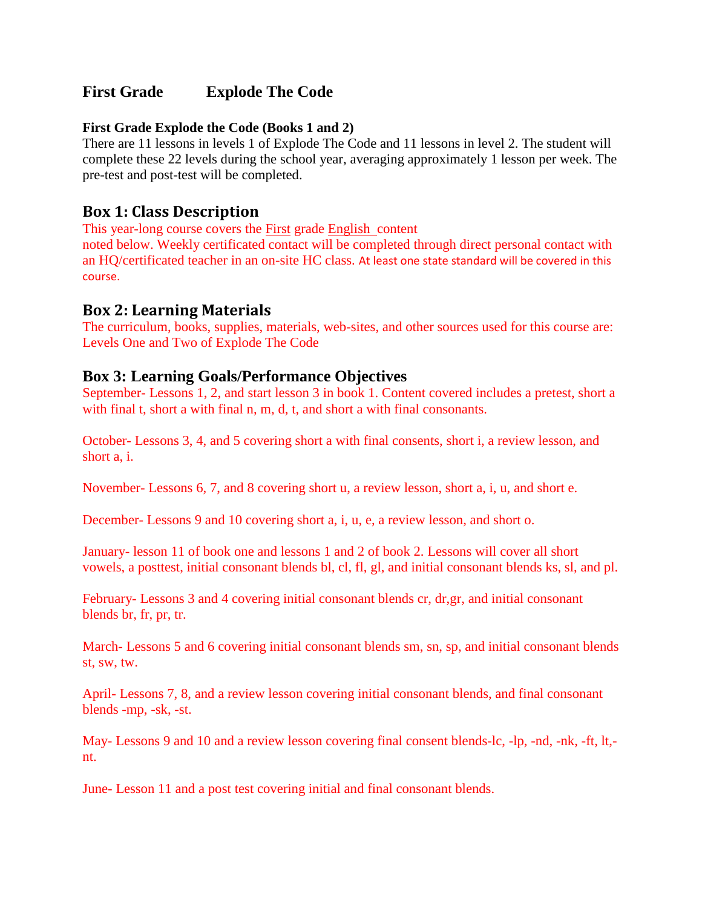## First Grade Explode The Code

**First Grade Explode the Code (Books 1 and 2)**

There are 11 lessons in levels 1 of Explode The Code and 11 lessons in level 2. The student will complete these 22 levels during the school year, averaging approximately 1 lesson per week. The pre-test and post-test will be completed.

### Box 1: Class Description

This year-long course covers the First grade English content noted below. Weekly certificated contact will be completed through direct personal contact with an HQ/certificated teacher in an on-site HC class. At least one state standard will be covered in this course.

### Box 2: Learning Materials

The curriculum, books, supplies, materials, web-sites, and other sources used for this course are: Levels One and Two of Explode The Code

### Box 3: Learning Goals/Performance Objectives

September- Lessons 1, 2, and start lesson 3 in book 1. Content covered includes a pretest, short a with final t, short a with final n, m, d, t, and short a with final consonants.

October- Lessons 3, 4, and 5 covering short a with final consents, short i, a review lesson, and short a, i.

November- Lessons 6, 7, and 8 covering short u, a review lesson, short a, i, u, and short e.

December- Lessons 9 and 10 covering short a, i, u, e, a review lesson, and short o.

January- lesson 11 of book one and lessons 1 and 2 of book 2. Lessons will cover all short vowels, a posttest, initial consonant blends bl, cl, fl, gl, and initial consonant blends ks, sl, and pl.

February- Lessons 3 and 4 covering initial consonant blends cr, dr,gr, and initial consonant blends br, fr, pr, tr.

March- Lessons 5 and 6 covering initial consonant blends sm, sn, sp, and initial consonant blends st, sw, tw.

April- Lessons 7, 8, and a review lesson covering initial consonant blends, and final consonant blends -mp, -sk, -st.

May- Lessons 9 and 10 and a review lesson covering final consent blends-lc, -lp, -nd, -nk, -ft, lt,-nt.

June- Lesson 11 and a post test covering initial and final consonant blends.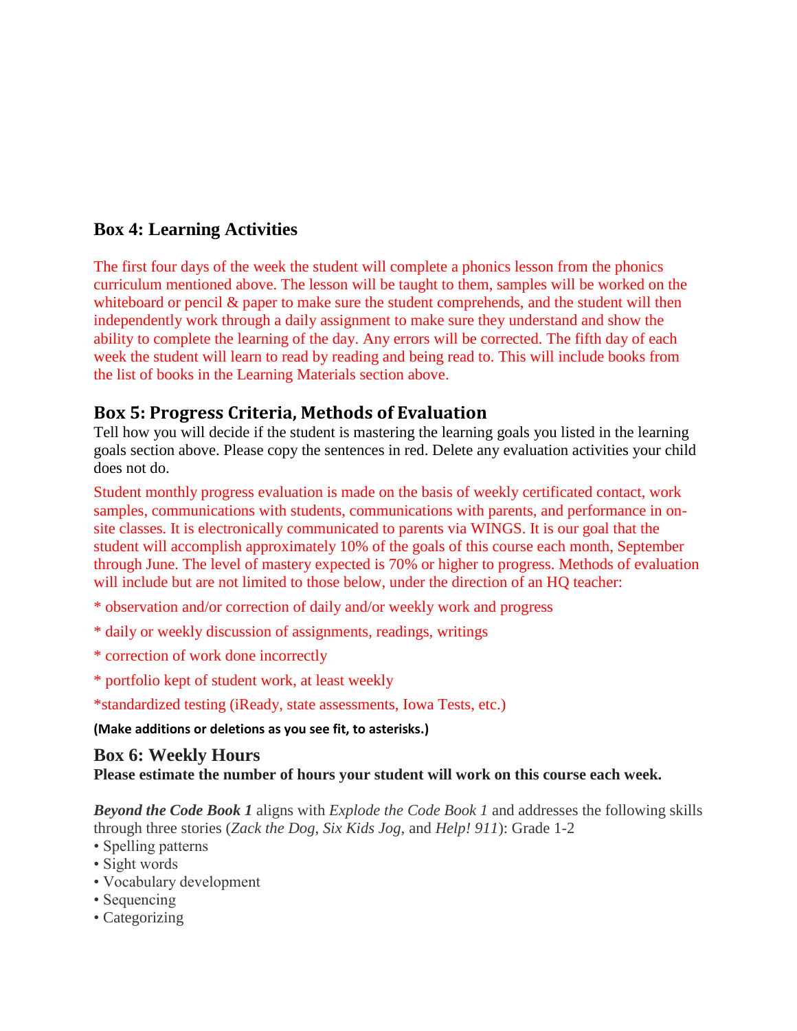## Box 4: Learning Activities

The first four days of the week the student will complete a phonics lesson from the phonics curriculum mentioned above. The lesson will be taught to them, samples will be worked on the whiteboard or pencil & paper to make sure the student comprehends, and the student will then independently work through a daily assignment to make sure they understand and show the ability to complete the learning of the day. Any errors will be corrected. The fifth day of each week the student will learn to read by reading and being read to. This will include books from the list of books in the Learning Materials section above.

## Box 5: Progress Criteria, Methods of Evaluation

Tell how you will decide if the student is mastering the learning goals you listed in the learning goals section above. Please copy the sentences in red. Delete any evaluation activities your child does not do.

Student monthly progress evaluation is made on the basis of weekly certificated contact, work samples, communications with students, communications with parents, and performance in on-site classes. It is electronically communicated to parents via WINGS. It is our goal that the student will accomplish approximately 10% of the goals of this course each month, September through June. The level of mastery expected is 70% or higher to progress. Methods of evaluation will include but are not limited to those below, under the direction of an HQ teacher:

* observation and/or correction of daily and/or weekly work and progress

* daily or weekly discussion of assignments, readings, writings

* correction of work done incorrectly

* portfolio kept of student work, at least weekly

*standardized testing (iReady, state assessments, Iowa Tests, etc.)

**(Make additions or deletions as you see fit, to asterisks.)**

## Box 6: Weekly Hours

**Please estimate the number of hours your student will work on this course each week.**

***Beyond the Code Book 1*** aligns with *Explode the Code Book 1* and addresses the following skills through three stories (*Zack the Dog*, *Six Kids Jog*, and *Help! 911*): Grade 1-2

- Spelling patterns
- Sight words
- Vocabulary development
- Sequencing
- Categorizing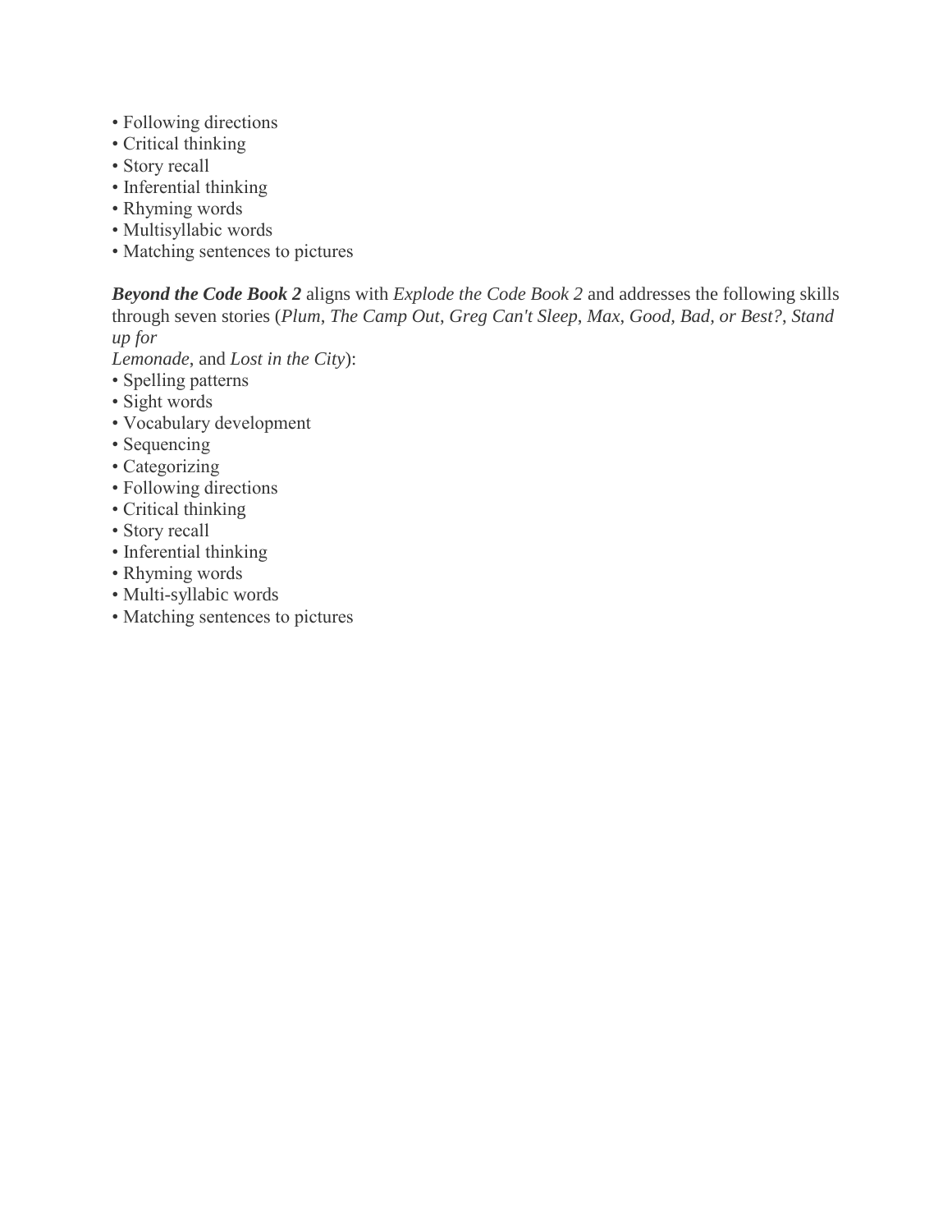• Following directions
• Critical thinking
• Story recall
• Inferential thinking
• Rhyming words
• Multisyllabic words
• Matching sentences to pictures

***Beyond the Code Book 2*** aligns with *Explode the Code Book 2* and addresses the following skills through seven stories (*Plum*, *The Camp Out*, *Greg Can't Sleep*, *Max*, *Good, Bad, or Best?*, *Stand up for Lemonade*, and *Lost in the City*):

• Spelling patterns
• Sight words
• Vocabulary development
• Sequencing
• Categorizing
• Following directions
• Critical thinking
• Story recall
• Inferential thinking
• Rhyming words
• Multi-syllabic words
• Matching sentences to pictures